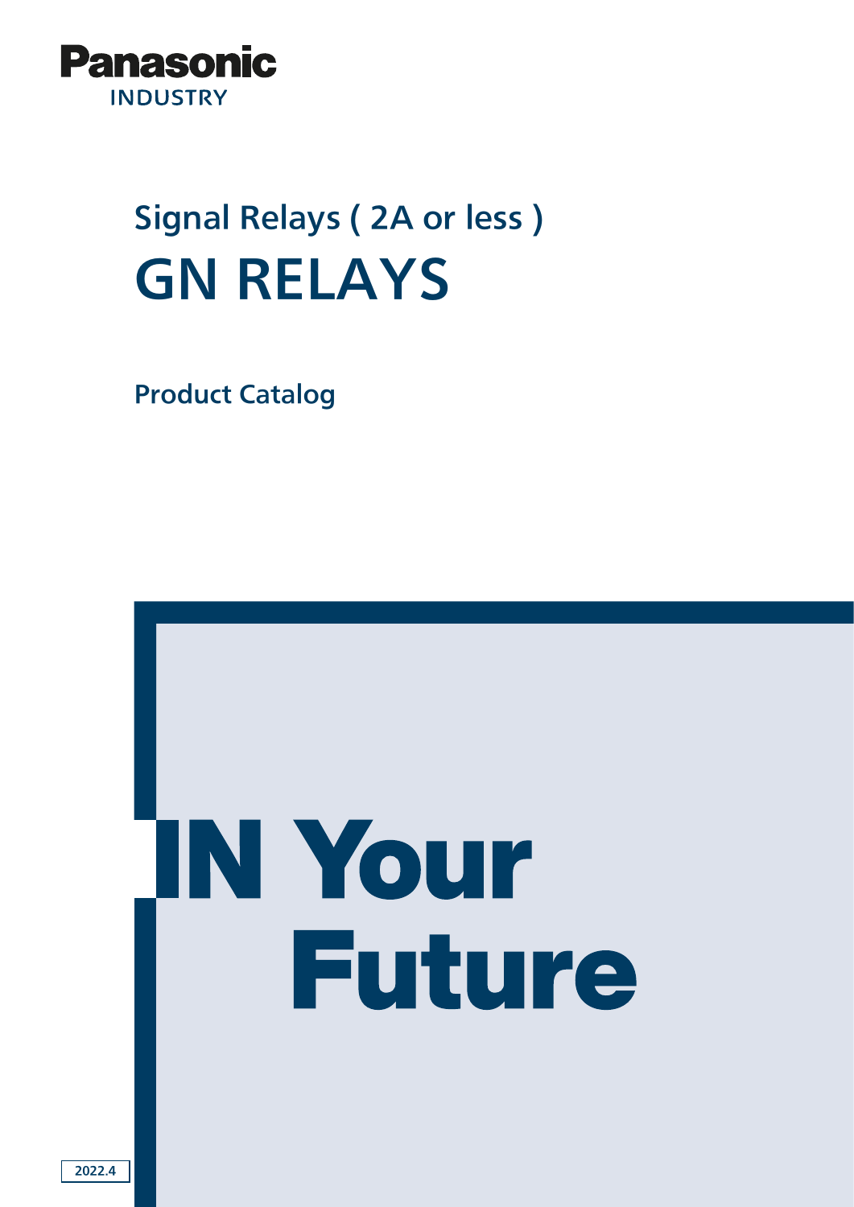Panasonic

INDUSTRY

## Signal Relays ( 2A or less )

# GN RELAYS

### Product Catalog

IN Your
Future

2022.4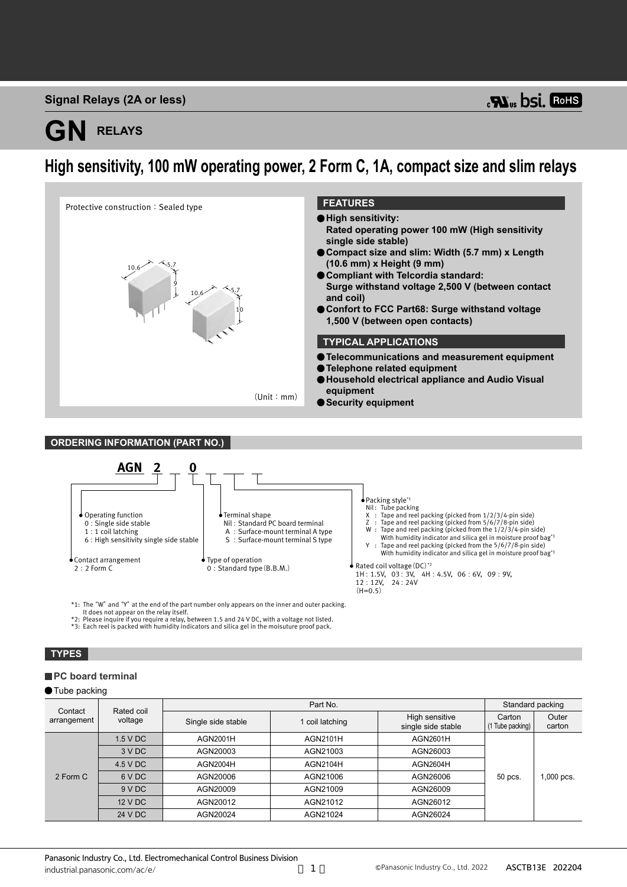Signal Relays (2A or less)

# GN RELAYS

## High sensitivity, 100 mW operating power, 2 Form C, 1A, compact size and slim relays

Protective construction：Sealed type

(Unit：mm)

### FEATURES

- **High sensitivity: Rated operating power 100 mW (High sensitivity single side stable)**
- **Compact size and slim: Width (5.7 mm) x Length (10.6 mm) x Height (9 mm)**
- **Compliant with Telcordia standard: Surge withstand voltage 2,500 V (between contact and coil)**
- **Confort to FCC Part68: Surge withstand voltage 1,500 V (between open contacts)**

### TYPICAL APPLICATIONS

- **Telecommunications and measurement equipment**
- **Telephone related equipment**
- **Household electrical appliance and Audio Visual equipment**
- **Security equipment**

### ORDERING INFORMATION (PART NO.)

**AGN 2 _ 0 _ _ _**

- Contact arrangement
  - 2：2 Form C
- Operating function
  - 0：Single side stable
  - 1：1 coil latching
  - 6：High sensitivity single side stable
- Type of operation
  - 0：Standard type (B.B.M.)
- Terminal shape
  - Nil：Standard PC board terminal
  - A：Surface-mount terminal A type
  - S：Surface-mount terminal S type
- Rated coil voltage (DC)[*2]
  - 1H：1.5V, 03：3V, 4H：4.5V, 06：6V, 09：9V, 12：12V, 24：24V
  - (H=0.5)
- Packing style[*1]
  - Nil：Tube packing
  - X：Tape and reel packing (picked from 1/2/3/4-pin side)
  - Z：Tape and reel packing (picked from 5/6/7/8-pin side)
  - W：Tape and reel packing (picked from the 1/2/3/4-pin side) With humidity indicator and silica gel in moisture proof bag[*3]
  - Y：Tape and reel packing (picked from the 5/6/7/8-pin side) With humidity indicator and silica gel in moisture proof bag[*3]

*1: The "W" and "Y" at the end of the part number only appears on the inner and outer packing. It does not appear on the relay itself.
*2: Please inquire if you require a relay, between 1.5 and 24 V DC, with a voltage not listed.
*3: Each reel is packed with humidity indicators and silica gel in the moisuture proof pack.

### TYPES

#### PC board terminal

- Tube packing

| Contact arrangement | Rated coil voltage | Part No. | | | Standard packing | |
|---|---|---|---|---|---|---|
| | | Single side stable | 1 coil latching | High sensitive single side stable | Carton (1 Tube packing) | Outer carton |
| 2 Form C | 1.5 V DC | AGN2001H | AGN2101H | AGN2601H | 50 pcs. | 1,000 pcs. |
| | 3 V DC | AGN20003 | AGN21003 | AGN26003 | | |
| | 4.5 V DC | AGN2004H | AGN2104H | AGN2604H | | |
| | 6 V DC | AGN20006 | AGN21006 | AGN26006 | | |
| | 9 V DC | AGN20009 | AGN21009 | AGN26009 | | |
| | 12 V DC | AGN20012 | AGN21012 | AGN26012 | | |
| | 24 V DC | AGN20024 | AGN21024 | AGN26024 | | |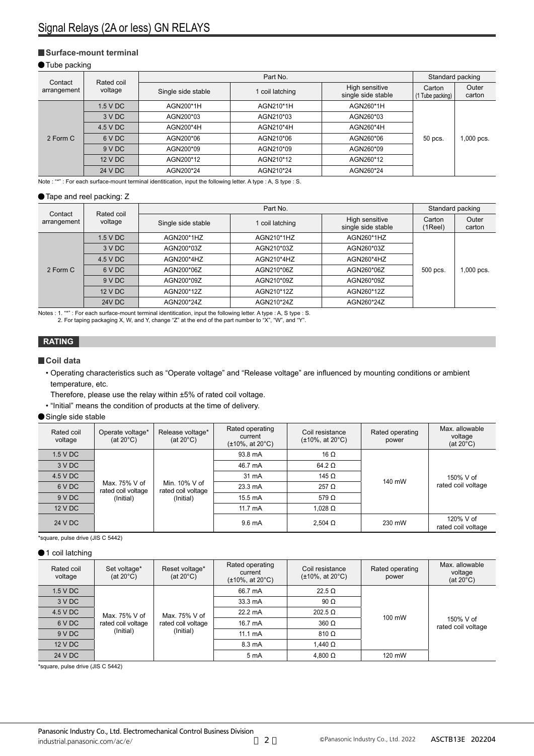## Surface-mount terminal

### Tube packing

| Contact arrangement | Rated coil voltage | Part No. | | | Standard packing | |
|---|---|---|---|---|---|---|
| | | Single side stable | 1 coil latching | High sensitive single side stable | Carton (1 Tube packing) | Outer carton |
| 2 Form C | 1.5 V DC | AGN200*1H | AGN210*1H | AGN260*1H | 50 pcs. | 1,000 pcs. |
| | 3 V DC | AGN200*03 | AGN210*03 | AGN260*03 | | |
| | 4.5 V DC | AGN200*4H | AGN210*4H | AGN260*4H | | |
| | 6 V DC | AGN200*06 | AGN210*06 | AGN260*06 | | |
| | 9 V DC | AGN200*09 | AGN210*09 | AGN260*09 | | |
| | 12 V DC | AGN200*12 | AGN210*12 | AGN260*12 | | |
| | 24 V DC | AGN200*24 | AGN210*24 | AGN260*24 | | |

Note : "*" : For each surface-mount terminal identitication, input the following letter. A type : A, S type : S.

### Tape and reel packing: Z

| Contact arrangement | Rated coil voltage | Part No. | | | Standard packing | |
|---|---|---|---|---|---|---|
| | | Single side stable | 1 coil latching | High sensitive single side stable | Carton (1Reel) | Outer carton |
| 2 Form C | 1.5 V DC | AGN200*1HZ | AGN210*1HZ | AGN260*1HZ | 500 pcs. | 1,000 pcs. |
| | 3 V DC | AGN200*03Z | AGN210*03Z | AGN260*03Z | | |
| | 4.5 V DC | AGN200*4HZ | AGN210*4HZ | AGN260*4HZ | | |
| | 6 V DC | AGN200*06Z | AGN210*06Z | AGN260*06Z | | |
| | 9 V DC | AGN200*09Z | AGN210*09Z | AGN260*09Z | | |
| | 12 V DC | AGN200*12Z | AGN210*12Z | AGN260*12Z | | |
| | 24V DC | AGN200*24Z | AGN210*24Z | AGN260*24Z | | |

Notes : 1. "*" : For each surface-mount terminal identitication, input the following letter. A type : A, S type : S.
2. For taping packaging X, W, and Y, change "Z" at the end of the part number to "X", "W", and "Y".

# RATING

## Coil data

- Operating characteristics such as "Operate voltage" and "Release voltage" are influenced by mounting conditions or ambient temperature, etc.
  Therefore, please use the relay within ±5% of rated coil voltage.
- "Initial" means the condition of products at the time of delivery.

### Single side stable

| Rated coil voltage | Operate voltage* (at 20°C) | Release voltage* (at 20°C) | Rated operating current (±10%, at 20°C) | Coil resistance (±10%, at 20°C) | Rated operating power | Max. allowable voltage (at 20°C) |
|---|---|---|---|---|---|---|
| 1.5 V DC | Max. 75% V of rated coil voltage (Initial) | Min. 10% V of rated coil voltage (Initial) | 93.8 mA | 16 Ω | 140 mW | 150% V of rated coil voltage |
| 3 V DC | | | 46.7 mA | 64.2 Ω | | |
| 4.5 V DC | | | 31 mA | 145 Ω | | |
| 6 V DC | | | 23.3 mA | 257 Ω | | |
| 9 V DC | | | 15.5 mA | 579 Ω | | |
| 12 V DC | | | 11.7 mA | 1,028 Ω | | |
| 24 V DC | | | 9.6 mA | 2,504 Ω | 230 mW | 120% V of rated coil voltage |

*square, pulse drive (JIS C 5442)

### 1 coil latching

| Rated coil voltage | Set voltage* (at 20°C) | Reset voltage* (at 20°C) | Rated operating current (±10%, at 20°C) | Coil resistance (±10%, at 20°C) | Rated operating power | Max. allowable voltage (at 20°C) |
|---|---|---|---|---|---|---|
| 1.5 V DC | Max. 75% V of rated coil voltage (Initial) | Max. 75% V of rated coil voltage (Initial) | 66.7 mA | 22.5 Ω | 100 mW | 150% V of rated coil voltage |
| 3 V DC | | | 33.3 mA | 90 Ω | | |
| 4.5 V DC | | | 22.2 mA | 202.5 Ω | | |
| 6 V DC | | | 16.7 mA | 360 Ω | | |
| 9 V DC | | | 11.1 mA | 810 Ω | | |
| 12 V DC | | | 8.3 mA | 1,440 Ω | | |
| 24 V DC | | | 5 mA | 4,800 Ω | 120 mW | |

*square, pulse drive (JIS C 5442)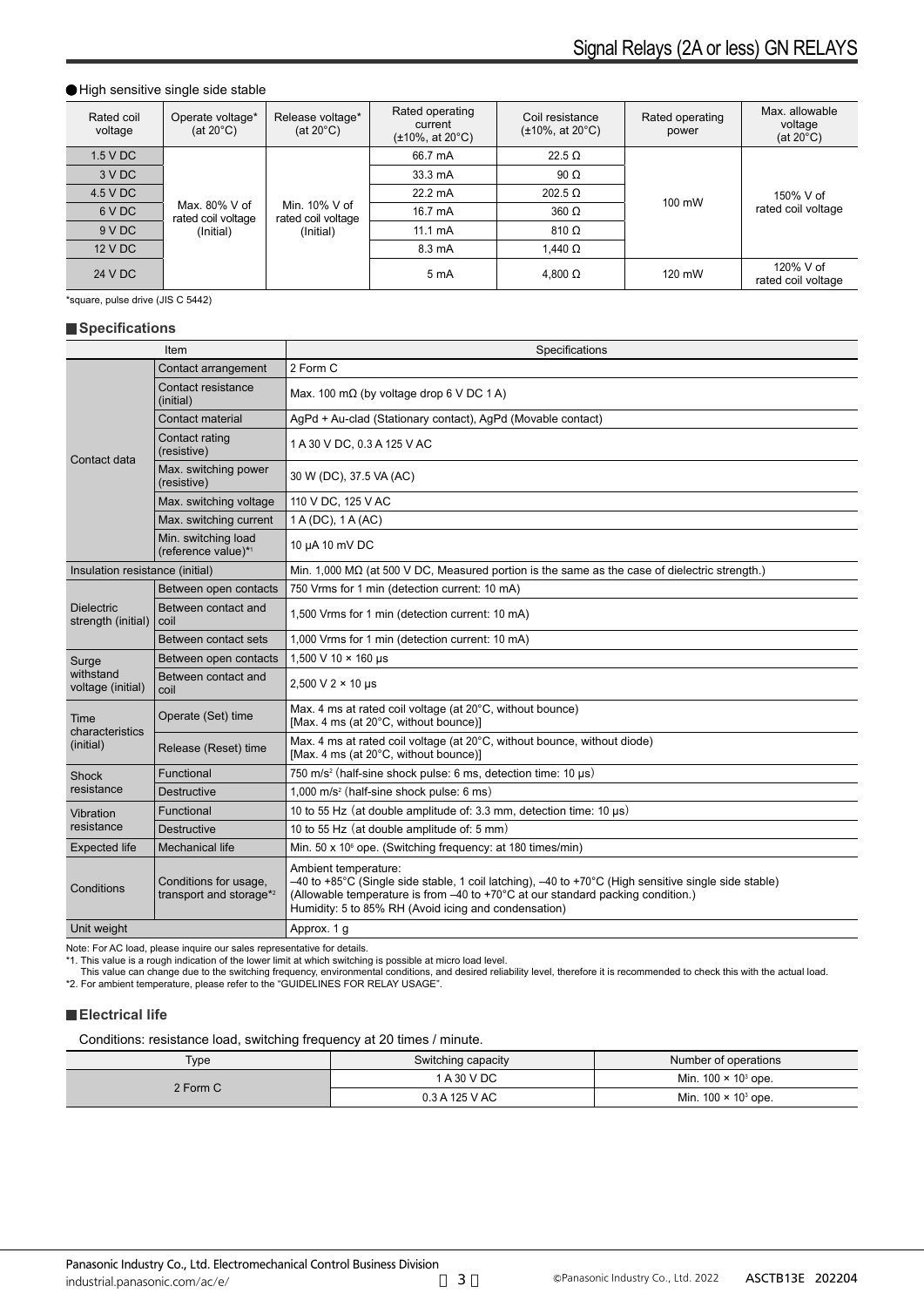● High sensitive single side stable

| Rated coil voltage | Operate voltage* (at 20°C) | Release voltage* (at 20°C) | Rated operating current (±10%, at 20°C) | Coil resistance (±10%, at 20°C) | Rated operating power | Max. allowable voltage (at 20°C) |
|---|---|---|---|---|---|---|
| 1.5 V DC | Max. 80% V of rated coil voltage (Initial) | Min. 10% V of rated coil voltage (Initial) | 66.7 mA | 22.5 Ω | 100 mW | 150% V of rated coil voltage |
| 3 V DC | | | 33.3 mA | 90 Ω | | |
| 4.5 V DC | | | 22.2 mA | 202.5 Ω | | |
| 6 V DC | | | 16.7 mA | 360 Ω | | |
| 9 V DC | | | 11.1 mA | 810 Ω | | |
| 12 V DC | | | 8.3 mA | 1,440 Ω | | |
| 24 V DC | | | 5 mA | 4,800 Ω | 120 mW | 120% V of rated coil voltage |

*square, pulse drive (JIS C 5442)

## ■ Specifications

| Item | | Specifications |
|---|---|---|
| Contact data | Contact arrangement | 2 Form C |
| | Contact resistance (initial) | Max. 100 mΩ (by voltage drop 6 V DC 1 A) |
| | Contact material | AgPd + Au-clad (Stationary contact), AgPd (Movable contact) |
| | Contact rating (resistive) | 1 A 30 V DC, 0.3 A 125 V AC |
| | Max. switching power (resistive) | 30 W (DC), 37.5 VA (AC) |
| | Max. switching voltage | 110 V DC, 125 V AC |
| | Max. switching current | 1 A (DC), 1 A (AC) |
| | Min. switching load (reference value)*1 | 10 μA 10 mV DC |
| Insulation resistance (initial) | | Min. 1,000 MΩ (at 500 V DC, Measured portion is the same as the case of dielectric strength.) |
| Dielectric strength (initial) | Between open contacts | 750 Vrms for 1 min (detection current: 10 mA) |
| | Between contact and coil | 1,500 Vrms for 1 min (detection current: 10 mA) |
| | Between contact sets | 1,000 Vrms for 1 min (detection current: 10 mA) |
| Surge withstand voltage (initial) | Between open contacts | 1,500 V 10 × 160 μs |
| | Between contact and coil | 2,500 V 2 × 10 μs |
| Time characteristics (initial) | Operate (Set) time | Max. 4 ms at rated coil voltage (at 20°C, without bounce) [Max. 4 ms (at 20°C, without bounce)] |
| | Release (Reset) time | Max. 4 ms at rated coil voltage (at 20°C, without bounce, without diode) [Max. 4 ms (at 20°C, without bounce)] |
| Shock resistance | Functional | 750 m/s² (half-sine shock pulse: 6 ms, detection time: 10 μs) |
| | Destructive | 1,000 m/s² (half-sine shock pulse: 6 ms) |
| Vibration resistance | Functional | 10 to 55 Hz (at double amplitude of: 3.3 mm, detection time: 10 μs) |
| | Destructive | 10 to 55 Hz (at double amplitude of: 5 mm) |
| Expected life | Mechanical life | Min. 50 x 10⁶ ope. (Switching frequency: at 180 times/min) |
| Conditions | Conditions for usage, transport and storage*2 | Ambient temperature: –40 to +85°C (Single side stable, 1 coil latching), –40 to +70°C (High sensitive single side stable) (Allowable temperature is from –40 to +70°C at our standard packing condition.) Humidity: 5 to 85% RH (Avoid icing and condensation) |
| Unit weight | | Approx. 1 g |

Note: For AC load, please inquire our sales representative for details.
*1. This value is a rough indication of the lower limit at which switching is possible at micro load level.
This value can change due to the switching frequency, environmental conditions, and desired reliability level, therefore it is recommended to check this with the actual load.
*2. For ambient temperature, please refer to the "GUIDELINES FOR RELAY USAGE".

## ■ Electrical life

Conditions: resistance load, switching frequency at 20 times / minute.

| Type | Switching capacity | Number of operations |
|---|---|---|
| 2 Form C | 1 A 30 V DC | Min. 100 × 10³ ope. |
| | 0.3 A 125 V AC | Min. 100 × 10³ ope. |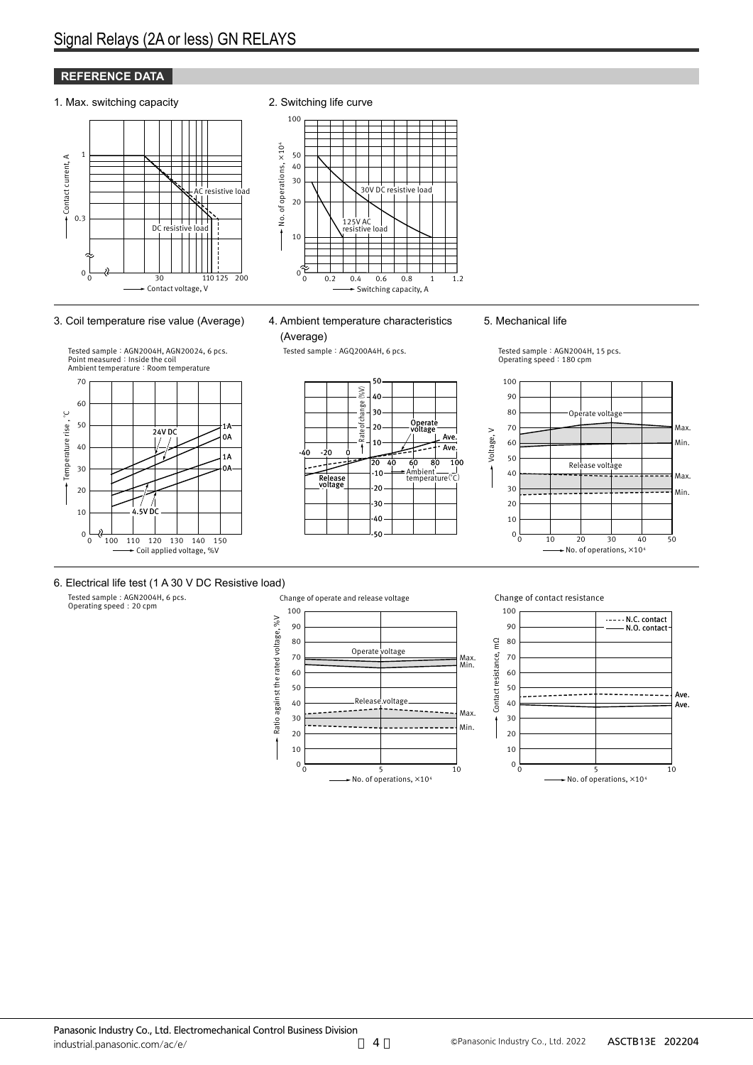## REFERENCE DATA

1. Max. switching capacity

2. Switching life curve

3. Coil temperature rise value (Average)

Tested sample：AGN2004H, AGN20024, 6 pcs.
Point measured：Inside the coil
Ambient temperature：Room temperature

4. Ambient temperature characteristics (Average)

Tested sample：AGQ200A4H, 6 pcs.

5. Mechanical life

Tested sample：AGN2004H, 15 pcs.
Operating speed：180 cpm

6. Electrical life test (1 A 30 V DC Resistive load)

Tested sample：AGN2004H, 6 pcs.
Operating speed：20 cpm

Change of operate and release voltage

Change of contact resistance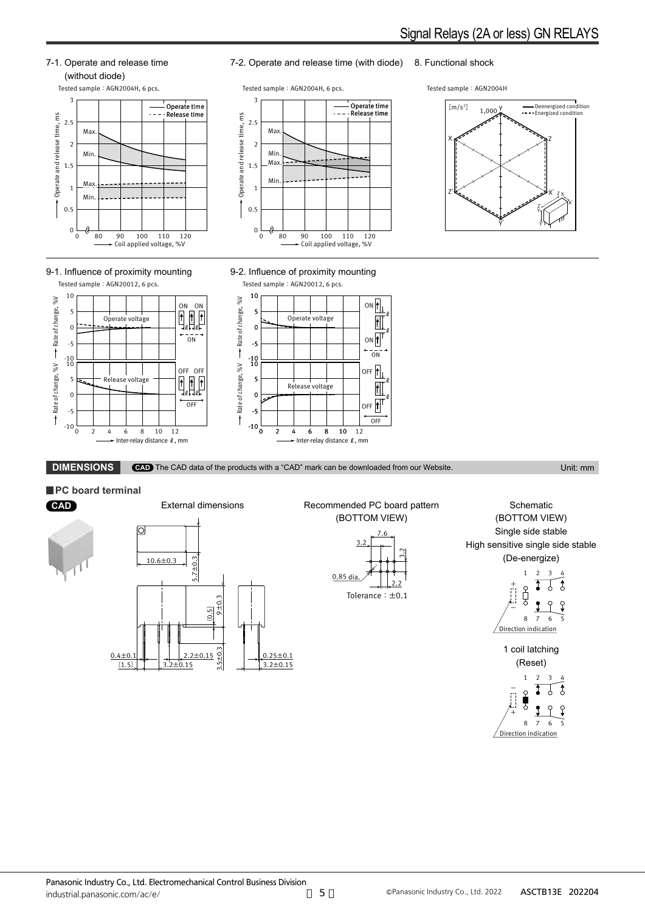### 7-1. Operate and release time (without diode)

Tested sample：AGN2004H, 6 pcs.

### 7-2. Operate and release time (with diode)

Tested sample：AGN2004H, 6 pcs.

### 8. Functional shock

Tested sample：AGN2004H

### 9-1. Influence of proximity mounting

Tested sample：AGN20012, 6 pcs.

### 9-2. Influence of proximity mounting

Tested sample：AGN20012, 6 pcs.

## DIMENSIONS

CAD The CAD data of the products with a "CAD" mark can be downloaded from our Website.

Unit: mm

### PC board terminal

CAD

External dimensions

Recommended PC board pattern (BOTTOM VIEW)

Tolerance：±0.1

Schematic (BOTTOM VIEW)

Single side stable

High sensitive single side stable

(De-energize)

1 coil latching

(Reset)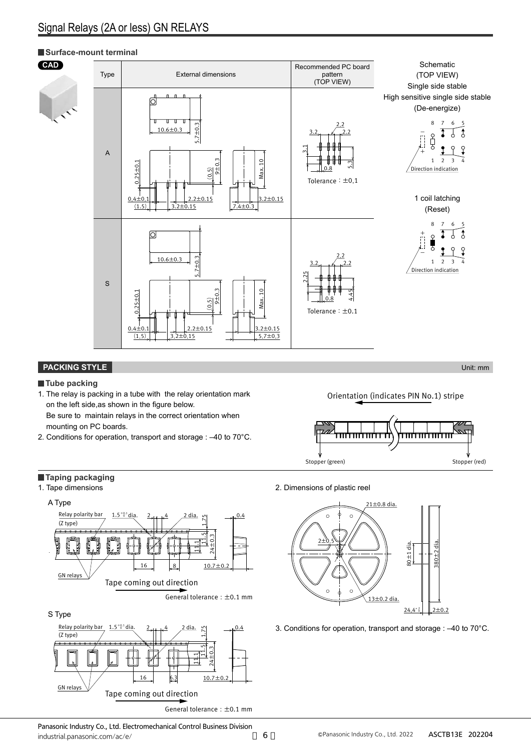## Signal Relays (2A or less) GN RELAYS

### Surface-mount terminal

CAD

| Type | External dimensions | Recommended PC board pattern (TOP VIEW) |
|---|---|---|
| A | 10.6±0.3, 5.7±0.3, 0.25±0.1, (0.5), 9±0.3, Max. 10, 0.4±0.1, (1.5), 2.2±0.15, 3.2±0.15, 7.4±0.3, 3.2±0.15 | 3.2, 2.2, 2.2, 3.1, 5.3, 0.8, Tolerance：±0.1 |
| S | 10.6±0.3, 5.7±0.3, 0.25±0.1, (0.5), 9±0.3, Max. 10, 0.4±0.1, (1.5), 2.2±0.15, 3.2±0.15, 3.2±0.15, 5.7±0.3 | 3.2, 2.2, 2.2, 2.25, 4.45, 0.8, Tolerance：±0.1 |

Schematic (TOP VIEW)

Single side stable
High sensitive single side stable
(De-energize)

Direction indication

1 coil latching
(Reset)

Direction indication

## PACKING STYLE

Unit: mm

### Tube packing

1. The relay is packing in a tube with the relay orientation mark on the left side,as shown in the figure below.
   Be sure to maintain relays in the correct orientation when mounting on PC boards.
2. Conditions for operation, transport and storage : –40 to 70°C.

Orientation (indicates PIN No.1) stripe

Stopper (green) Stopper (red)

### Taping packaging

1. Tape dimensions

A Type

Relay polarity bar (Z type), $1.5^{+0.1}_{0}$ dia., 2, 4, 2 dia., 1.75, 0.4, 11.5, 11.1, 24±0.3, 16, 8, 10.7±0.2, GN relays

Tape coming out direction

General tolerance：±0.1 mm

S Type

Relay polarity bar (Z type), $1.5^{+0.1}_{0}$ dia., 2, 4, 2 dia., 1.75, 0.4, 11.5, 11.1, 24±0.3, 16, 6.3, 10.7±0.2, GN relays

Tape coming out direction

General tolerance：±0.1 mm

2. Dimensions of plastic reel

21±0.8 dia., 2±0.5, 80±1 dia., 380±2 dia., 13±0.2 dia., $24.4^{+2}_{0}$, 2±0.2

3. Conditions for operation, transport and storage : –40 to 70°C.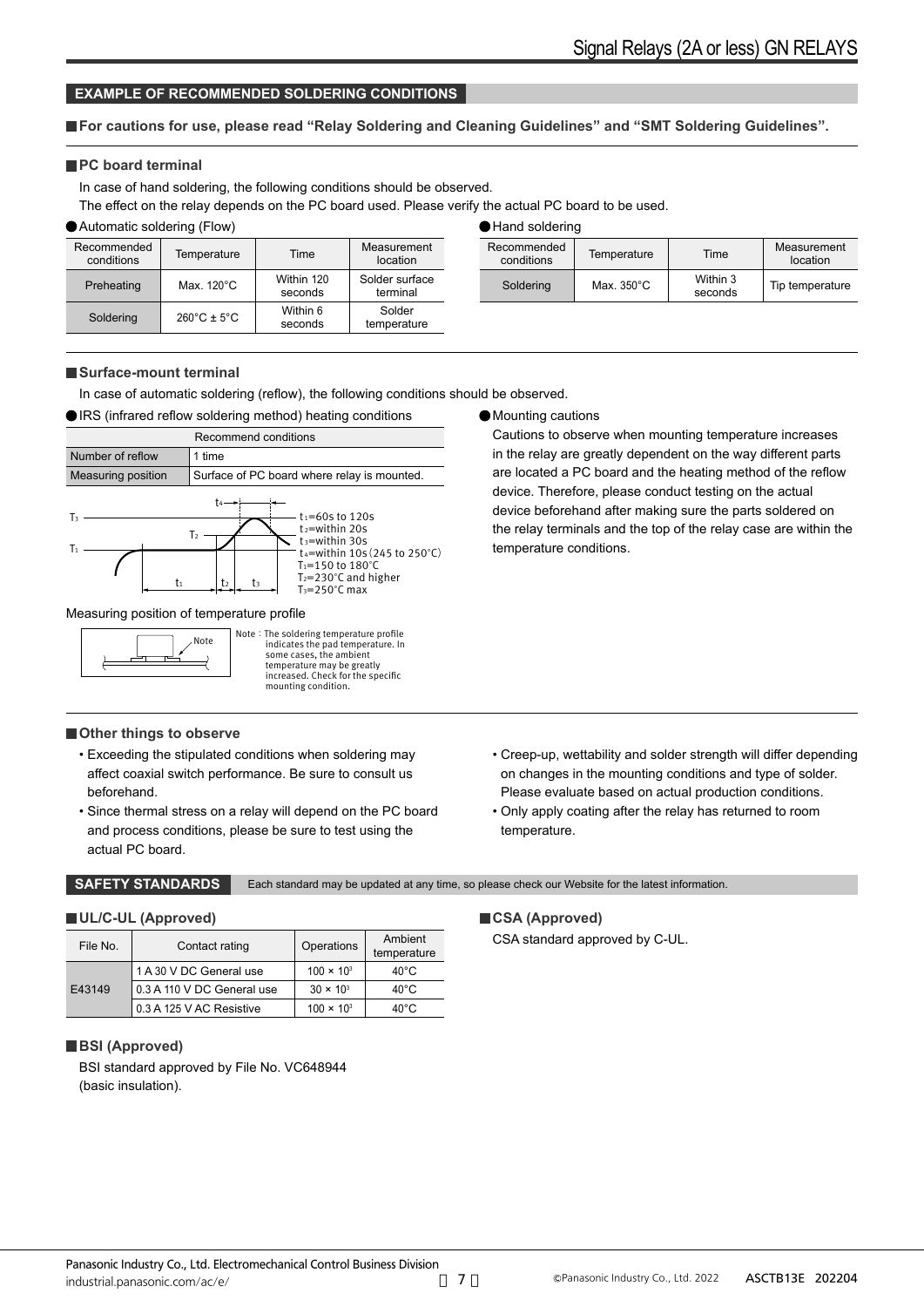## EXAMPLE OF RECOMMENDED SOLDERING CONDITIONS

**For cautions for use, please read "Relay Soldering and Cleaning Guidelines" and "SMT Soldering Guidelines".**

### PC board terminal

In case of hand soldering, the following conditions should be observed.
The effect on the relay depends on the PC board used. Please verify the actual PC board to be used.

● Automatic soldering (Flow)

| Recommended conditions | Temperature | Time | Measurement location |
|---|---|---|---|
| Preheating | Max. 120°C | Within 120 seconds | Solder surface terminal |
| Soldering | 260°C ± 5°C | Within 6 seconds | Solder temperature |

● Hand soldering

| Recommended conditions | Temperature | Time | Measurement location |
|---|---|---|---|
| Soldering | Max. 350°C | Within 3 seconds | Tip temperature |

### Surface-mount terminal

In case of automatic soldering (reflow), the following conditions should be observed.

● IRS (infrared reflow soldering method) heating conditions

| Recommend conditions | |
|---|---|
| Number of reflow | 1 time |
| Measuring position | Surface of PC board where relay is mounted. |

$t_1$=60s to 120s
$t_2$=within 20s
$t_3$=within 30s
$t_4$=within 10s (245 to 250°C)
$T_1$=150 to 180°C
$T_2$=230°C and higher
$T_3$=250°C max

Measuring position of temperature profile

Note : The soldering temperature profile indicates the pad temperature. In some cases, the ambient temperature may be greatly increased. Check for the specific mounting condition.

● Mounting cautions

Cautions to observe when mounting temperature increases in the relay are greatly dependent on the way different parts are located a PC board and the heating method of the reflow device. Therefore, please conduct testing on the actual device beforehand after making sure the parts soldered on the relay terminals and the top of the relay case are within the temperature conditions.

### Other things to observe

- Exceeding the stipulated conditions when soldering may affect coaxial switch performance. Be sure to consult us beforehand.
- Since thermal stress on a relay will depend on the PC board and process conditions, please be sure to test using the actual PC board.
- Creep-up, wettability and solder strength will differ depending on changes in the mounting conditions and type of solder. Please evaluate based on actual production conditions.
- Only apply coating after the relay has returned to room temperature.

## SAFETY STANDARDS

Each standard may be updated at any time, so please check our Website for the latest information.

### UL/C-UL (Approved)

| File No. | Contact rating | Operations | Ambient temperature |
|---|---|---|---|
| E43149 | 1 A 30 V DC General use | $100 \times 10^3$ | 40°C |
| | 0.3 A 110 V DC General use | $30 \times 10^3$ | 40°C |
| | 0.3 A 125 V AC Resistive | $100 \times 10^3$ | 40°C |

### BSI (Approved)

BSI standard approved by File No. VC648944 (basic insulation).

### CSA (Approved)

CSA standard approved by C-UL.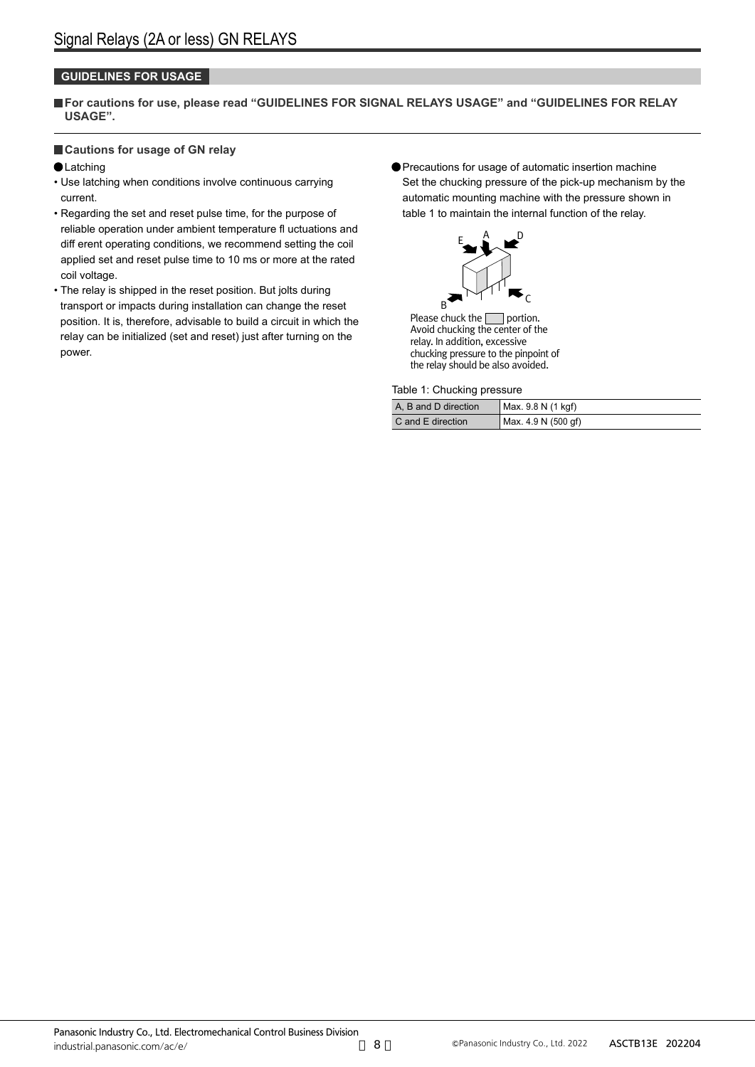## GUIDELINES FOR USAGE

**For cautions for use, please read "GUIDELINES FOR SIGNAL RELAYS USAGE" and "GUIDELINES FOR RELAY USAGE".**

### Cautions for usage of GN relay

**Latching**

- Use latching when conditions involve continuous carrying current.
- Regarding the set and reset pulse time, for the purpose of reliable operation under ambient temperature fluctuations and different operating conditions, we recommend setting the coil applied set and reset pulse time to 10 ms or more at the rated coil voltage.
- The relay is shipped in the reset position. But jolts during transport or impacts during installation can change the reset position. It is, therefore, advisable to build a circuit in which the relay can be initialized (set and reset) just after turning on the power.

**Precautions for usage of automatic insertion machine**

Set the chucking pressure of the pick-up mechanism by the automatic mounting machine with the pressure shown in table 1 to maintain the internal function of the relay.

E A D B C

Please chuck the ▭ portion. Avoid chucking the center of the relay. In addition, excessive chucking pressure to the pinpoint of the relay should be also avoided.

Table 1: Chucking pressure

| | |
|---|---|
| A, B and D direction | Max. 9.8 N (1 kgf) |
| C and E direction | Max. 4.9 N (500 gf) |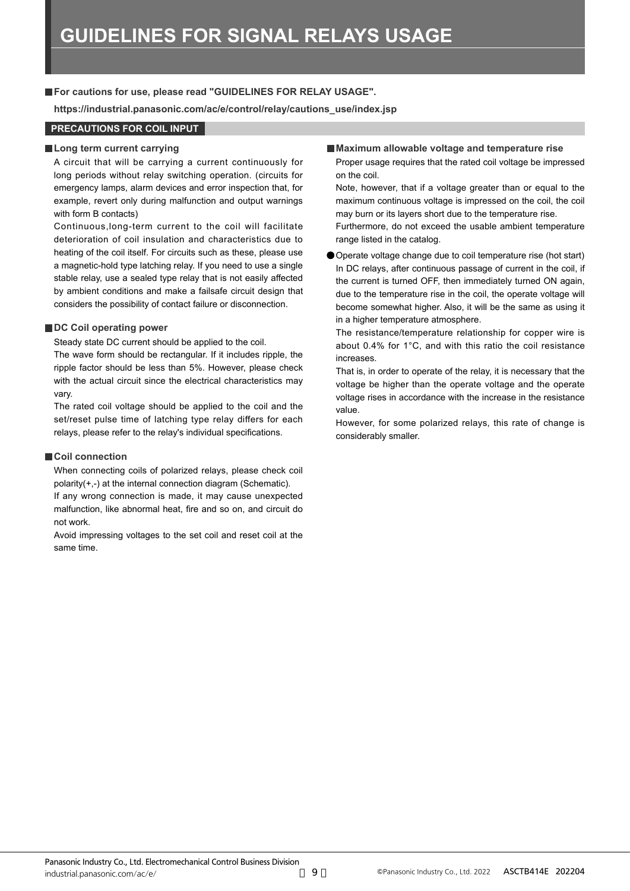# GUIDELINES FOR SIGNAL RELAYS USAGE

**For cautions for use, please read "GUIDELINES FOR RELAY USAGE".**

**https://industrial.panasonic.com/ac/e/control/relay/cautions_use/index.jsp**

## PRECAUTIONS FOR COIL INPUT

### Long term current carrying

A circuit that will be carrying a current continuously for long periods without relay switching operation. (circuits for emergency lamps, alarm devices and error inspection that, for example, revert only during malfunction and output warnings with form B contacts)

Continuous,long-term current to the coil will facilitate deterioration of coil insulation and characteristics due to heating of the coil itself. For circuits such as these, please use a magnetic-hold type latching relay. If you need to use a single stable relay, use a sealed type relay that is not easily affected by ambient conditions and make a failsafe circuit design that considers the possibility of contact failure or disconnection.

### DC Coil operating power

Steady state DC current should be applied to the coil.

The wave form should be rectangular. If it includes ripple, the ripple factor should be less than 5%. However, please check with the actual circuit since the electrical characteristics may vary.

The rated coil voltage should be applied to the coil and the set/reset pulse time of latching type relay differs for each relays, please refer to the relay's individual specifications.

### Coil connection

When connecting coils of polarized relays, please check coil polarity(+,-) at the internal connection diagram (Schematic).

If any wrong connection is made, it may cause unexpected malfunction, like abnormal heat, fire and so on, and circuit do not work.

Avoid impressing voltages to the set coil and reset coil at the same time.

### Maximum allowable voltage and temperature rise

Proper usage requires that the rated coil voltage be impressed on the coil.

Note, however, that if a voltage greater than or equal to the maximum continuous voltage is impressed on the coil, the coil may burn or its layers short due to the temperature rise.

Furthermore, do not exceed the usable ambient temperature range listed in the catalog.

- Operate voltage change due to coil temperature rise (hot start)

  In DC relays, after continuous passage of current in the coil, if the current is turned OFF, then immediately turned ON again, due to the temperature rise in the coil, the operate voltage will become somewhat higher. Also, it will be the same as using it in a higher temperature atmosphere.

  The resistance/temperature relationship for copper wire is about 0.4% for 1°C, and with this ratio the coil resistance increases.

  That is, in order to operate of the relay, it is necessary that the voltage be higher than the operate voltage and the operate voltage rises in accordance with the increase in the resistance value.

  However, for some polarized relays, this rate of change is considerably smaller.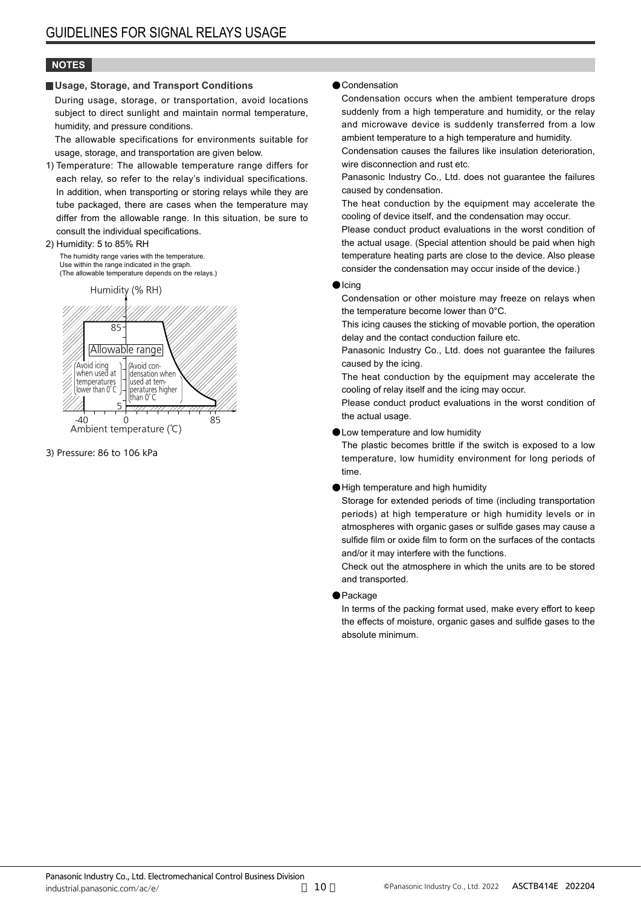# GUIDELINES FOR SIGNAL RELAYS USAGE

## NOTES

### Usage, Storage, and Transport Conditions

During usage, storage, or transportation, avoid locations subject to direct sunlight and maintain normal temperature, humidity, and pressure conditions.

The allowable specifications for environments suitable for usage, storage, and transportation are given below.

1) Temperature: The allowable temperature range differs for each relay, so refer to the relay's individual specifications. In addition, when transporting or storing relays while they are tube packaged, there are cases when the temperature may differ from the allowable range. In this situation, be sure to consult the individual specifications.

2) Humidity: 5 to 85% RH

The humidity range varies with the temperature.
Use within the range indicated in the graph.
(The allowable temperature depends on the relays.)

Humidity (% RH)

85

Allowable range

(Avoid icing when used at temperatures lower than 0°C)

(Avoid condensation when used at temperatures higher than 0°C)

5

-40 0 85

Ambient temperature (℃)

3) Pressure: 86 to 106 kPa

●Condensation

Condensation occurs when the ambient temperature drops suddenly from a high temperature and humidity, or the relay and microwave device is suddenly transferred from a low ambient temperature to a high temperature and humidity.

Condensation causes the failures like insulation deterioration, wire disconnection and rust etc.

Panasonic Industry Co., Ltd. does not guarantee the failures caused by condensation.

The heat conduction by the equipment may accelerate the cooling of device itself, and the condensation may occur.

Please conduct product evaluations in the worst condition of the actual usage. (Special attention should be paid when high temperature heating parts are close to the device. Also please consider the condensation may occur inside of the device.)

●Icing

Condensation or other moisture may freeze on relays when the temperature become lower than 0°C.

This icing causes the sticking of movable portion, the operation delay and the contact conduction failure etc.

Panasonic Industry Co., Ltd. does not guarantee the failures caused by the icing.

The heat conduction by the equipment may accelerate the cooling of relay itself and the icing may occur.

Please conduct product evaluations in the worst condition of the actual usage.

●Low temperature and low humidity

The plastic becomes brittle if the switch is exposed to a low temperature, low humidity environment for long periods of time.

●High temperature and high humidity

Storage for extended periods of time (including transportation periods) at high temperature or high humidity levels or in atmospheres with organic gases or sulfide gases may cause a sulfide film or oxide film to form on the surfaces of the contacts and/or it may interfere with the functions.

Check out the atmosphere in which the units are to be stored and transported.

●Package

In terms of the packing format used, make every effort to keep the effects of moisture, organic gases and sulfide gases to the absolute minimum.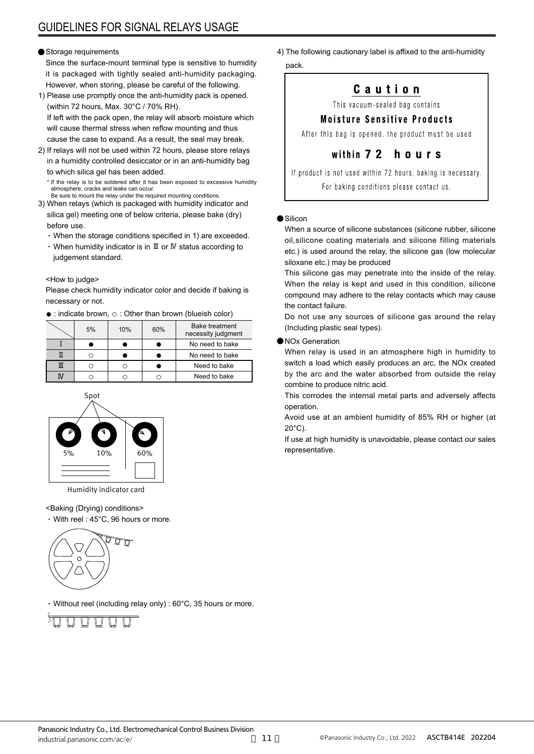## GUIDELINES FOR SIGNAL RELAYS USAGE

● Storage requirements

Since the surface-mount terminal type is sensitive to humidity it is packaged with tightly sealed anti-humidity packaging. However, when storing, please be careful of the following.

1) Please use promptly once the anti-humidity pack is opened. (within 72 hours, Max. 30°C / 70% RH).
If left with the pack open, the relay will absorb moisture which will cause thermal stress when reflow mounting and thus cause the case to expand. As a result, the seal may break.

2) If relays will not be used within 72 hours, please store relays in a humidity controlled desiccator or in an anti-humidity bag to which silica gel has been added.

\* If the relay is to be soldered after it has been exposed to excessive humidity atmosphere, cracks and leaks can occur.
Be sure to mount the relay under the required mounting conditions.

3) When relays (which is packaged with humidity indicator and silica gel) meeting one of below criteria, please bake (dry) before use.
   - When the storage conditions specified in 1) are exceeded.
   - When humidity indicator is in Ⅲ or Ⅳ status according to judgement standard.

<How to judge>

Please check humidity indicator color and decide if baking is necessary or not.

● : indicate brown, ○ : Other than brown (blueish color)

| | 5% | 10% | 60% | Bake treatment necessity judgment |
|---|---|---|---|---|
| Ⅰ | ● | ● | ● | No need to bake |
| Ⅱ | ○ | ● | ● | No need to bake |
| Ⅲ | ○ | ○ | ● | Need to bake |
| Ⅳ | ○ | ○ | ○ | Need to bake |

Spot

5% 10% 60%

Humidity indicator card

<Baking (Drying) conditions>

- With reel : 45°C, 96 hours or more.
- Without reel (including relay only) : 60°C, 35 hours or more.

4) The following cautionary label is affixed to the anti-humidity pack.

> **Caution**
>
> This vacuum-sealed bag contains
>
> **Moisture Sensitive Products**
>
> After this bag is opened, the product must be used
>
> **within 72 hours**
>
> If product is not used within 72 hours, baking is necessary.
>
> For baking conditions please contact us.

● Silicon

When a source of silicone substances (silicone rubber, silicone oil,silicone coating materials and silicone filling materials etc.) is used around the relay, the silicone gas (low molecular siloxane etc.) may be produced

This silicone gas may penetrate into the inside of the relay. When the relay is kept and used in this condition, silicone compound may adhere to the relay contacts which may cause the contact failure.

Do not use any sources of silicone gas around the relay (Including plastic seal types).

● NOx Generation

When relay is used in an atmosphere high in humidity to switch a load which easily produces an arc, the NOx created by the arc and the water absorbed from outside the relay combine to produce nitric acid.

This corrodes the internal metal parts and adversely affects operation.

Avoid use at an ambient humidity of 85% RH or higher (at 20°C).

If use at high humidity is unavoidable, please contact our sales representative.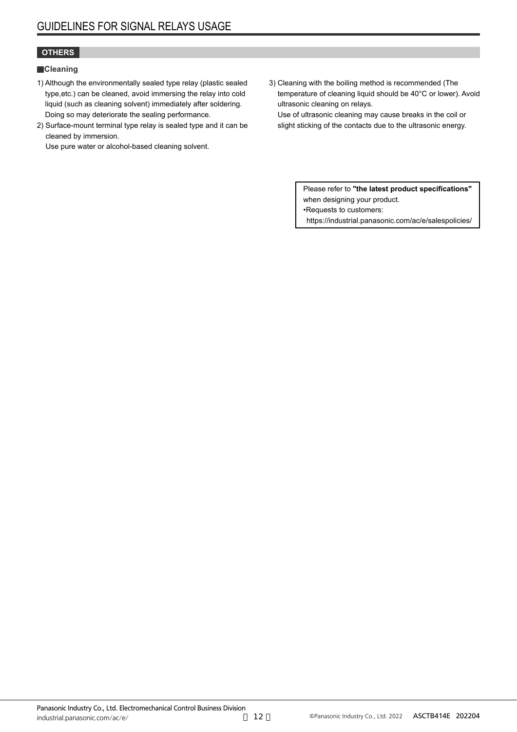## OTHERS

### Cleaning

1) Although the environmentally sealed type relay (plastic sealed type,etc.) can be cleaned, avoid immersing the relay into cold liquid (such as cleaning solvent) immediately after soldering. Doing so may deteriorate the sealing performance.
2) Surface-mount terminal type relay is sealed type and it can be cleaned by immersion.
   Use pure water or alcohol-based cleaning solvent.
3) Cleaning with the boiling method is recommended (The temperature of cleaning liquid should be 40°C or lower). Avoid ultrasonic cleaning on relays.
   Use of ultrasonic cleaning may cause breaks in the coil or slight sticking of the contacts due to the ultrasonic energy.

Please refer to **"the latest product specifications"** when designing your product.
•Requests to customers:
https://industrial.panasonic.com/ac/e/salespolicies/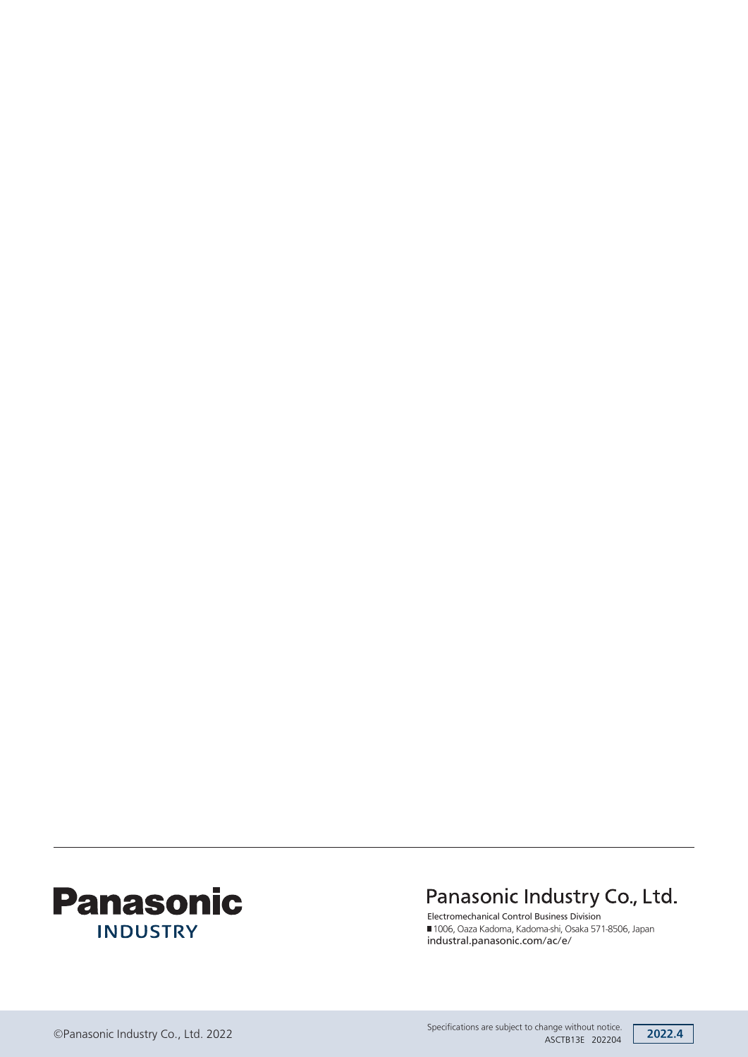Panasonic
INDUSTRY

Panasonic Industry Co., Ltd.

Electromechanical Control Business Division
■1006, Oaza Kadoma, Kadoma-shi, Osaka 571-8506, Japan
industral.panasonic.com/ac/e/

©Panasonic Industry Co., Ltd. 2022

Specifications are subject to change without notice.
ASCTB13E 202204

2022.4